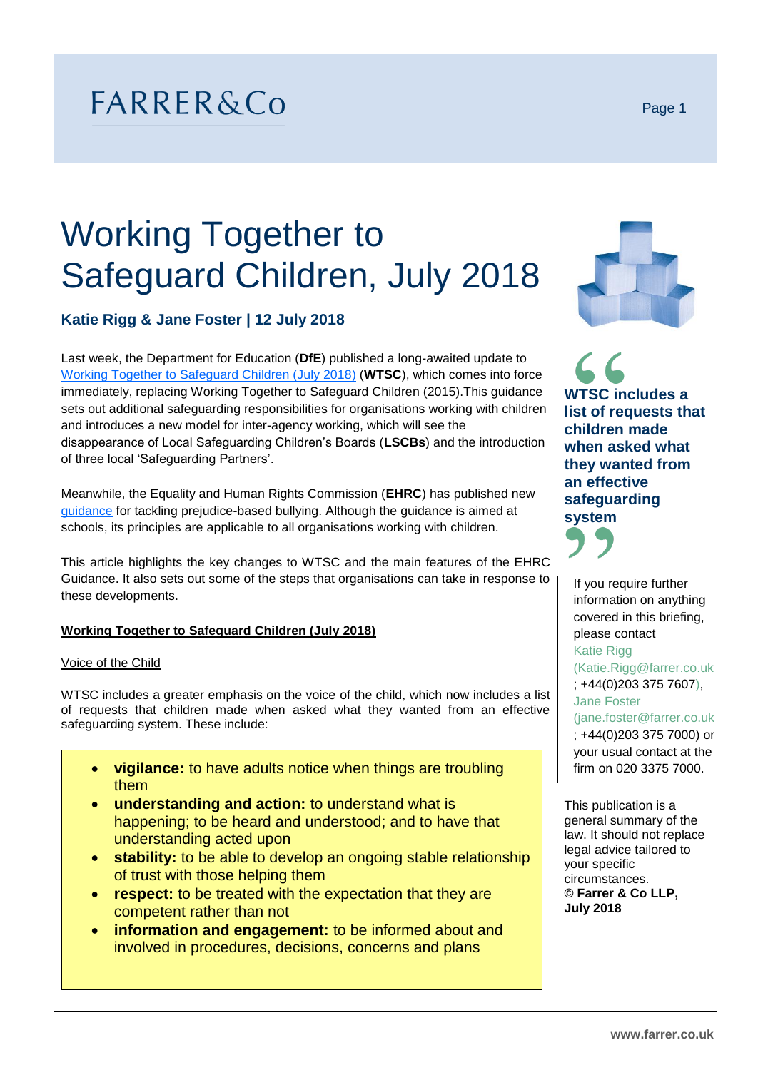FARRER&Co

# Working Together to Safeguard Children, July 2018

### Katie Rigg & Jane Foster | 12 July 2018

Last week, the Department for Education (**DfE**) published a long-awaited update to Working Together to Safeguard Children (July 2018) (**WTSC**), which comes into force immediately, replacing Working Together to Safeguard Children (2015).This guidance sets out additional safeguarding responsibilities for organisations working with children and introduces a new model for inter-agency working, which will see the disappearance of Local Safeguarding Children's Boards (**LSCBs**) and the introduction of three local 'Safeguarding Partners'.

Meanwhile, the Equality and Human Rights Commission (**EHRC**) has published new guidance for tackling prejudice-based bullying. Although the guidance is aimed at schools, its principles are applicable to all organisations working with children.

This article highlights the key changes to WTSC and the main features of the EHRC Guidance. It also sets out some of the steps that organisations can take in response to these developments.

## Working Together to Safeguard Children (July 2018)

### Voice of the Child

WTSC includes a greater emphasis on the voice of the child, which now includes a list of requests that children made when asked what they wanted from an effective safeguarding system. These include:

- **vigilance:** to have adults notice when things are troubling them
- **understanding and action:** to understand what is happening; to be heard and understood; and to have that understanding acted upon
- **stability:** to be able to develop an ongoing stable relationship of trust with those helping them
- **respect:** to be treated with the expectation that they are competent rather than not
- **information and engagement:** to be informed about and involved in procedures, decisions, concerns and plans

> **WTSC includes a list of requests that children made when asked what they wanted from an effective safeguarding system**

If you require further information on anything covered in this briefing, please contact Katie Rigg (Katie.Rigg@farrer.co.uk; +44(0)203 375 7607), Jane Foster (jane.foster@farrer.co.uk; +44(0)203 375 7000) or your usual contact at the firm on 020 3375 7000.

This publication is a general summary of the law. It should not replace legal advice tailored to your specific circumstances.
**© Farrer & Co LLP, July 2018**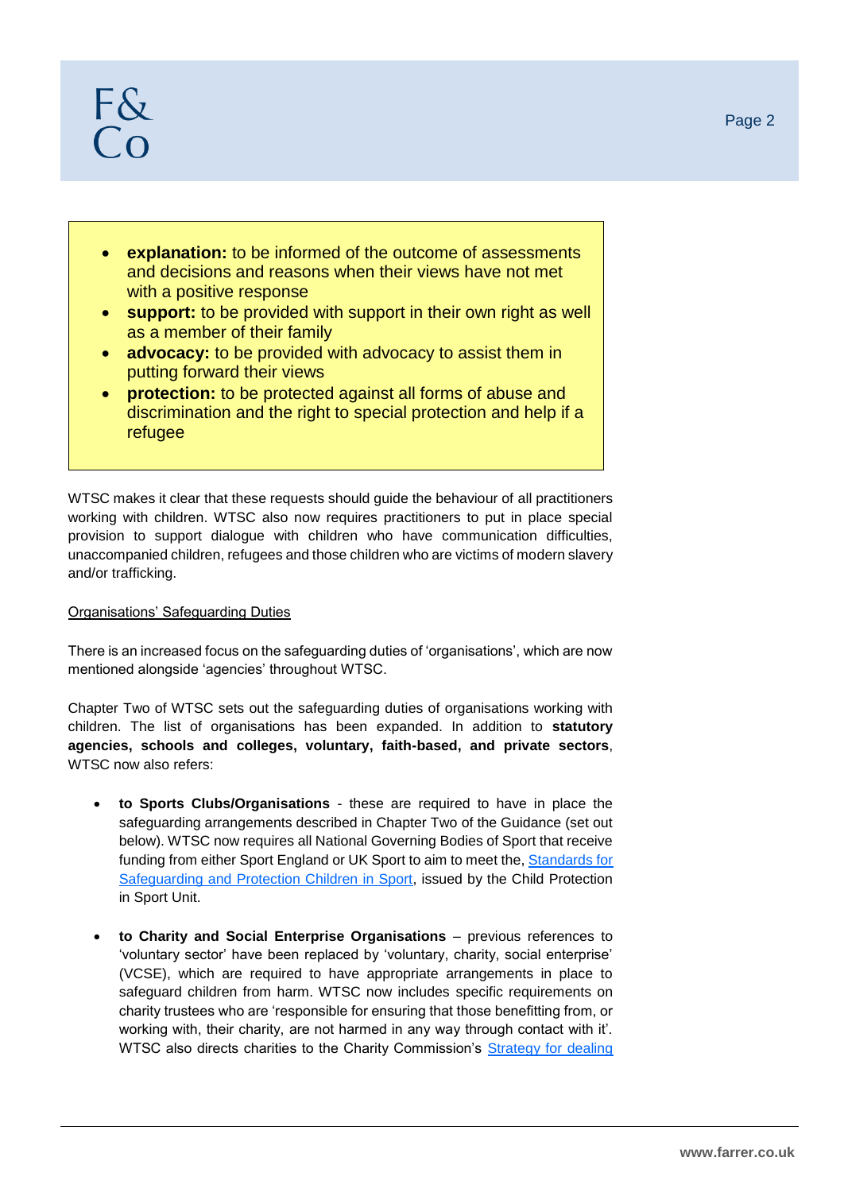- **explanation:** to be informed of the outcome of assessments and decisions and reasons when their views have not met with a positive response
- **support:** to be provided with support in their own right as well as a member of their family
- **advocacy:** to be provided with advocacy to assist them in putting forward their views
- **protection:** to be protected against all forms of abuse and discrimination and the right to special protection and help if a refugee

WTSC makes it clear that these requests should guide the behaviour of all practitioners working with children. WTSC also now requires practitioners to put in place special provision to support dialogue with children who have communication difficulties, unaccompanied children, refugees and those children who are victims of modern slavery and/or trafficking.

Organisations' Safeguarding Duties

There is an increased focus on the safeguarding duties of 'organisations', which are now mentioned alongside 'agencies' throughout WTSC.

Chapter Two of WTSC sets out the safeguarding duties of organisations working with children. The list of organisations has been expanded. In addition to **statutory agencies, schools and colleges, voluntary, faith-based, and private sectors**, WTSC now also refers:

- **to Sports Clubs/Organisations** - these are required to have in place the safeguarding arrangements described in Chapter Two of the Guidance (set out below). WTSC now requires all National Governing Bodies of Sport that receive funding from either Sport England or UK Sport to aim to meet the, [Standards for Safeguarding and Protection Children in Sport], issued by the Child Protection in Sport Unit.

- **to Charity and Social Enterprise Organisations** – previous references to 'voluntary sector' have been replaced by 'voluntary, charity, social enterprise' (VCSE), which are required to have appropriate arrangements in place to safeguard children from harm. WTSC now includes specific requirements on charity trustees who are 'responsible for ensuring that those benefitting from, or working with, their charity, are not harmed in any way through contact with it'. WTSC also directs charities to the Charity Commission's [Strategy for dealing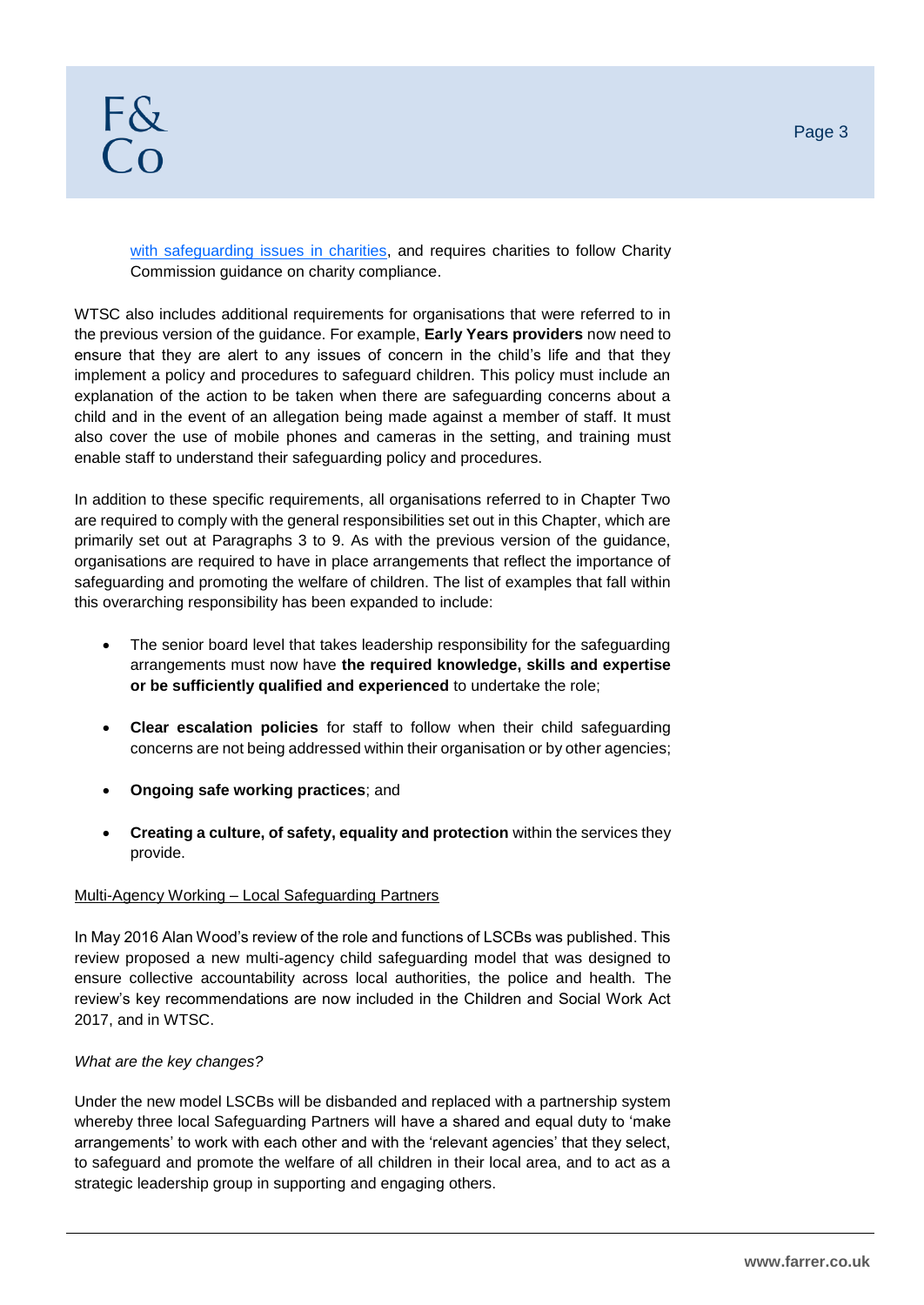[with safeguarding issues in charities](), and requires charities to follow Charity Commission guidance on charity compliance.

WTSC also includes additional requirements for organisations that were referred to in the previous version of the guidance. For example, **Early Years providers** now need to ensure that they are alert to any issues of concern in the child's life and that they implement a policy and procedures to safeguard children. This policy must include an explanation of the action to be taken when there are safeguarding concerns about a child and in the event of an allegation being made against a member of staff. It must also cover the use of mobile phones and cameras in the setting, and training must enable staff to understand their safeguarding policy and procedures.

In addition to these specific requirements, all organisations referred to in Chapter Two are required to comply with the general responsibilities set out in this Chapter, which are primarily set out at Paragraphs 3 to 9. As with the previous version of the guidance, organisations are required to have in place arrangements that reflect the importance of safeguarding and promoting the welfare of children. The list of examples that fall within this overarching responsibility has been expanded to include:

- The senior board level that takes leadership responsibility for the safeguarding arrangements must now have **the required knowledge, skills and expertise or be sufficiently qualified and experienced** to undertake the role;
- **Clear escalation policies** for staff to follow when their child safeguarding concerns are not being addressed within their organisation or by other agencies;
- **Ongoing safe working practices**; and
- **Creating a culture, of safety, equality and protection** within the services they provide.

<u>Multi-Agency Working – Local Safeguarding Partners</u>

In May 2016 Alan Wood's review of the role and functions of LSCBs was published. This review proposed a new multi-agency child safeguarding model that was designed to ensure collective accountability across local authorities, the police and health. The review's key recommendations are now included in the Children and Social Work Act 2017, and in WTSC.

*What are the key changes?*

Under the new model LSCBs will be disbanded and replaced with a partnership system whereby three local Safeguarding Partners will have a shared and equal duty to 'make arrangements' to work with each other and with the 'relevant agencies' that they select, to safeguard and promote the welfare of all children in their local area, and to act as a strategic leadership group in supporting and engaging others.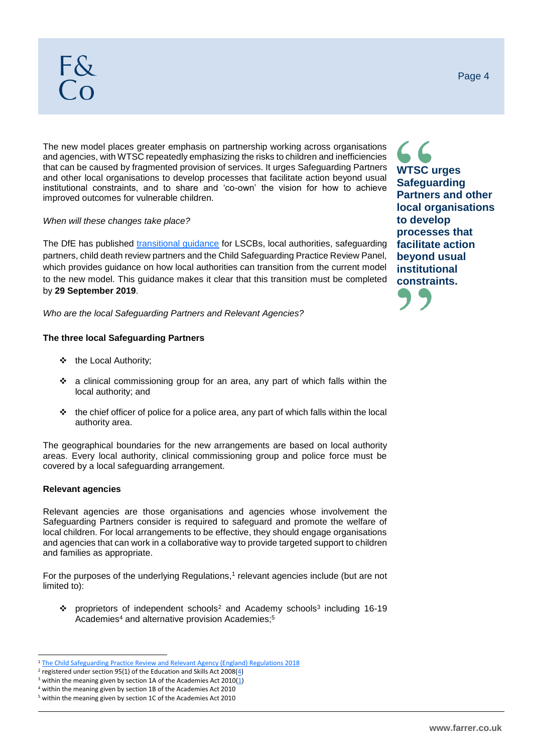The new model places greater emphasis on partnership working across organisations and agencies, with WTSC repeatedly emphasizing the risks to children and inefficiencies that can be caused by fragmented provision of services. It urges Safeguarding Partners and other local organisations to develop processes that facilitate action beyond usual institutional constraints, and to share and 'co-own' the vision for how to achieve improved outcomes for vulnerable children.

> **WTSC urges Safeguarding Partners and other local organisations to develop processes that facilitate action beyond usual institutional constraints.**

*When will these changes take place?*

The DfE has published [transitional guidance] for LSCBs, local authorities, safeguarding partners, child death review partners and the Child Safeguarding Practice Review Panel, which provides guidance on how local authorities can transition from the current model to the new model. This guidance makes it clear that this transition must be completed by **29 September 2019**.

*Who are the local Safeguarding Partners and Relevant Agencies?*

**The three local Safeguarding Partners**

- the Local Authority;
- a clinical commissioning group for an area, any part of which falls within the local authority; and
- the chief officer of police for a police area, any part of which falls within the local authority area.

The geographical boundaries for the new arrangements are based on local authority areas. Every local authority, clinical commissioning group and police force must be covered by a local safeguarding arrangement.

**Relevant agencies**

Relevant agencies are those organisations and agencies whose involvement the Safeguarding Partners consider is required to safeguard and promote the welfare of local children. For local arrangements to be effective, they should engage organisations and agencies that can work in a collaborative way to provide targeted support to children and families as appropriate.

For the purposes of the underlying Regulations,[1] relevant agencies include (but are not limited to):

- proprietors of independent schools[2] and Academy schools[3] including 16-19 Academies[4] and alternative provision Academies;[5]

---

[1] The Child Safeguarding Practice Review and Relevant Agency (England) Regulations 2018
[2] registered under section 95(1) of the Education and Skills Act 2008(4)
[3] within the meaning given by section 1A of the Academies Act 2010(1)
[4] within the meaning given by section 1B of the Academies Act 2010
[5] within the meaning given by section 1C of the Academies Act 2010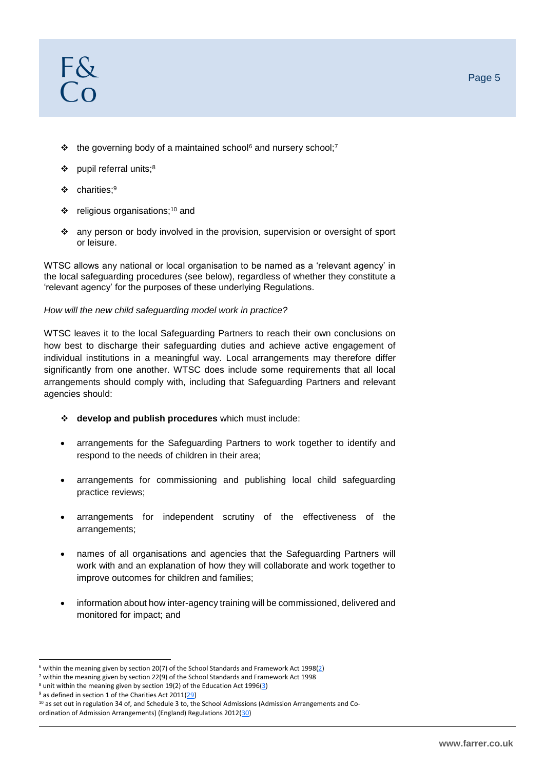- the governing body of a maintained school[6] and nursery school;[7]
- pupil referral units;[8]
- charities;[9]
- religious organisations;[10] and
- any person or body involved in the provision, supervision or oversight of sport or leisure.

WTSC allows any national or local organisation to be named as a 'relevant agency' in the local safeguarding procedures (see below), regardless of whether they constitute a 'relevant agency' for the purposes of these underlying Regulations.

*How will the new child safeguarding model work in practice?*

WTSC leaves it to the local Safeguarding Partners to reach their own conclusions on how best to discharge their safeguarding duties and achieve active engagement of individual institutions in a meaningful way. Local arrangements may therefore differ significantly from one another. WTSC does include some requirements that all local arrangements should comply with, including that Safeguarding Partners and relevant agencies should:

- **develop and publish procedures** which must include:

  - arrangements for the Safeguarding Partners to work together to identify and respond to the needs of children in their area;
  - arrangements for commissioning and publishing local child safeguarding practice reviews;
  - arrangements for independent scrutiny of the effectiveness of the arrangements;
  - names of all organisations and agencies that the Safeguarding Partners will work with and an explanation of how they will collaborate and work together to improve outcomes for children and families;
  - information about how inter-agency training will be commissioned, delivered and monitored for impact; and

---

[6] within the meaning given by section 20(7) of the School Standards and Framework Act 1998(2)

[7] within the meaning given by section 22(9) of the School Standards and Framework Act 1998

[8] unit within the meaning given by section 19(2) of the Education Act 1996(3)

[9] as defined in section 1 of the Charities Act 2011(29)

[10] as set out in regulation 34 of, and Schedule 3 to, the School Admissions (Admission Arrangements and Co-ordination of Admission Arrangements) (England) Regulations 2012(30)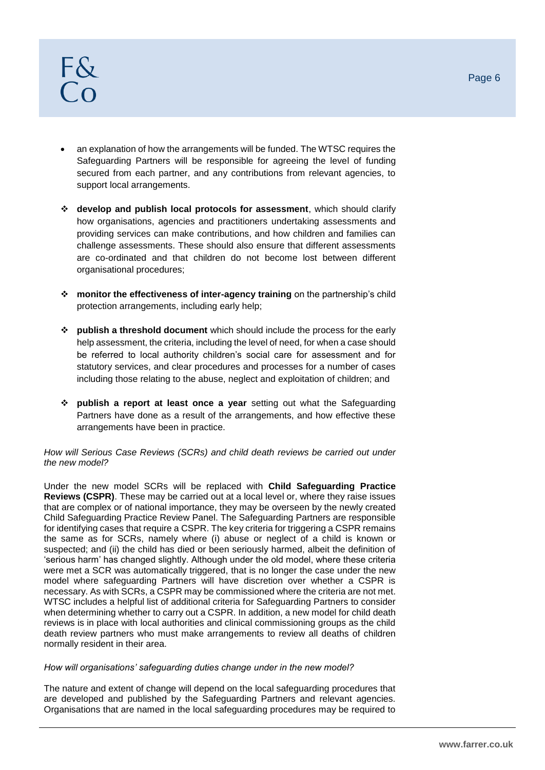- an explanation of how the arrangements will be funded. The WTSC requires the Safeguarding Partners will be responsible for agreeing the level of funding secured from each partner, and any contributions from relevant agencies, to support local arrangements.

- **develop and publish local protocols for assessment**, which should clarify how organisations, agencies and practitioners undertaking assessments and providing services can make contributions, and how children and families can challenge assessments. These should also ensure that different assessments are co-ordinated and that children do not become lost between different organisational procedures;

- **monitor the effectiveness of inter-agency training** on the partnership's child protection arrangements, including early help;

- **publish a threshold document** which should include the process for the early help assessment, the criteria, including the level of need, for when a case should be referred to local authority children's social care for assessment and for statutory services, and clear procedures and processes for a number of cases including those relating to the abuse, neglect and exploitation of children; and

- **publish a report at least once a year** setting out what the Safeguarding Partners have done as a result of the arrangements, and how effective these arrangements have been in practice.

*How will Serious Case Reviews (SCRs) and child death reviews be carried out under the new model?*

Under the new model SCRs will be replaced with **Child Safeguarding Practice Reviews (CSPR)**. These may be carried out at a local level or, where they raise issues that are complex or of national importance, they may be overseen by the newly created Child Safeguarding Practice Review Panel. The Safeguarding Partners are responsible for identifying cases that require a CSPR. The key criteria for triggering a CSPR remains the same as for SCRs, namely where (i) abuse or neglect of a child is known or suspected; and (ii) the child has died or been seriously harmed, albeit the definition of 'serious harm' has changed slightly. Although under the old model, where these criteria were met a SCR was automatically triggered, that is no longer the case under the new model where safeguarding Partners will have discretion over whether a CSPR is necessary. As with SCRs, a CSPR may be commissioned where the criteria are not met. WTSC includes a helpful list of additional criteria for Safeguarding Partners to consider when determining whether to carry out a CSPR. In addition, a new model for child death reviews is in place with local authorities and clinical commissioning groups as the child death review partners who must make arrangements to review all deaths of children normally resident in their area.

*How will organisations' safeguarding duties change under in the new model?*

The nature and extent of change will depend on the local safeguarding procedures that are developed and published by the Safeguarding Partners and relevant agencies. Organisations that are named in the local safeguarding procedures may be required to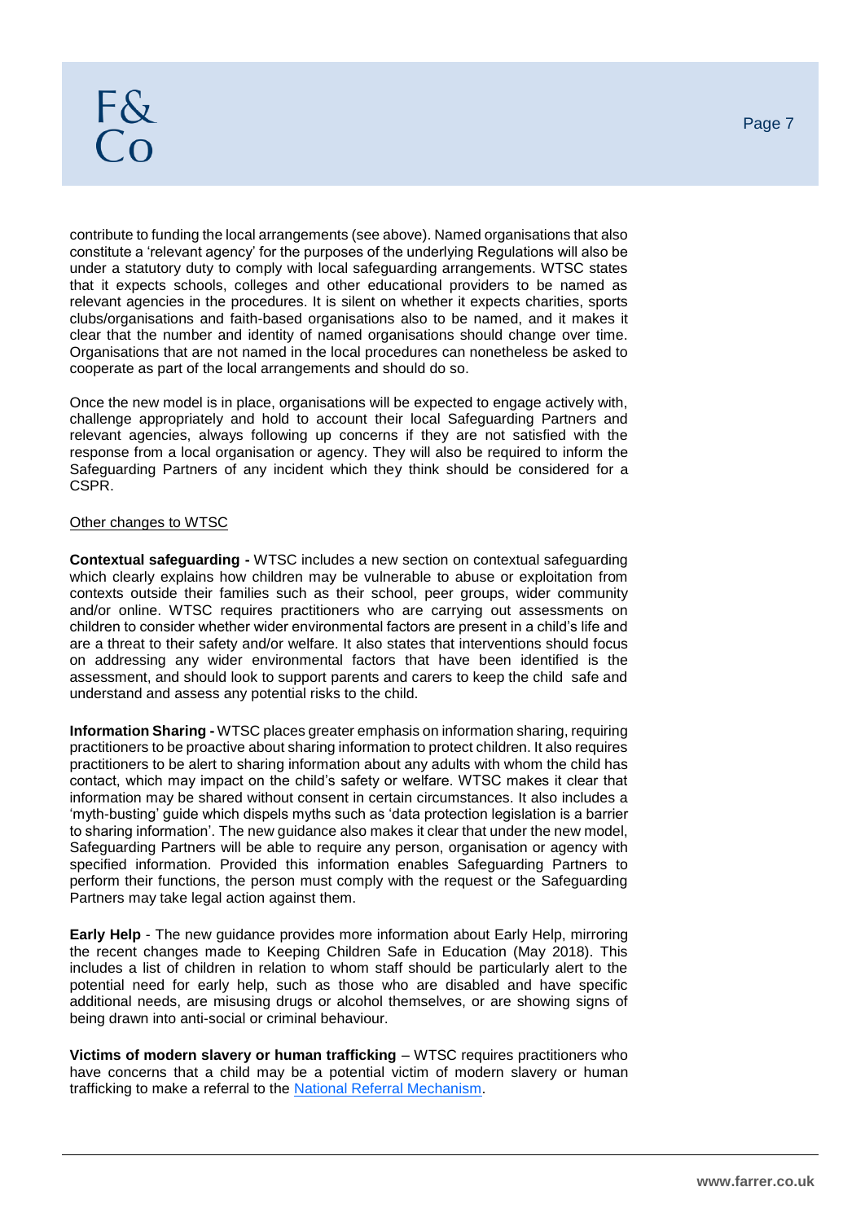contribute to funding the local arrangements (see above). Named organisations that also constitute a 'relevant agency' for the purposes of the underlying Regulations will also be under a statutory duty to comply with local safeguarding arrangements. WTSC states that it expects schools, colleges and other educational providers to be named as relevant agencies in the procedures. It is silent on whether it expects charities, sports clubs/organisations and faith-based organisations also to be named, and it makes it clear that the number and identity of named organisations should change over time. Organisations that are not named in the local procedures can nonetheless be asked to cooperate as part of the local arrangements and should do so.

Once the new model is in place, organisations will be expected to engage actively with, challenge appropriately and hold to account their local Safeguarding Partners and relevant agencies, always following up concerns if they are not satisfied with the response from a local organisation or agency. They will also be required to inform the Safeguarding Partners of any incident which they think should be considered for a CSPR.

Other changes to WTSC

**Contextual safeguarding -** WTSC includes a new section on contextual safeguarding which clearly explains how children may be vulnerable to abuse or exploitation from contexts outside their families such as their school, peer groups, wider community and/or online. WTSC requires practitioners who are carrying out assessments on children to consider whether wider environmental factors are present in a child's life and are a threat to their safety and/or welfare. It also states that interventions should focus on addressing any wider environmental factors that have been identified is the assessment, and should look to support parents and carers to keep the child safe and understand and assess any potential risks to the child.

**Information Sharing -** WTSC places greater emphasis on information sharing, requiring practitioners to be proactive about sharing information to protect children. It also requires practitioners to be alert to sharing information about any adults with whom the child has contact, which may impact on the child's safety or welfare. WTSC makes it clear that information may be shared without consent in certain circumstances. It also includes a 'myth-busting' guide which dispels myths such as 'data protection legislation is a barrier to sharing information'. The new guidance also makes it clear that under the new model, Safeguarding Partners will be able to require any person, organisation or agency with specified information. Provided this information enables Safeguarding Partners to perform their functions, the person must comply with the request or the Safeguarding Partners may take legal action against them.

**Early Help** - The new guidance provides more information about Early Help, mirroring the recent changes made to Keeping Children Safe in Education (May 2018). This includes a list of children in relation to whom staff should be particularly alert to the potential need for early help, such as those who are disabled and have specific additional needs, are misusing drugs or alcohol themselves, or are showing signs of being drawn into anti-social or criminal behaviour.

**Victims of modern slavery or human trafficking** – WTSC requires practitioners who have concerns that a child may be a potential victim of modern slavery or human trafficking to make a referral to the National Referral Mechanism.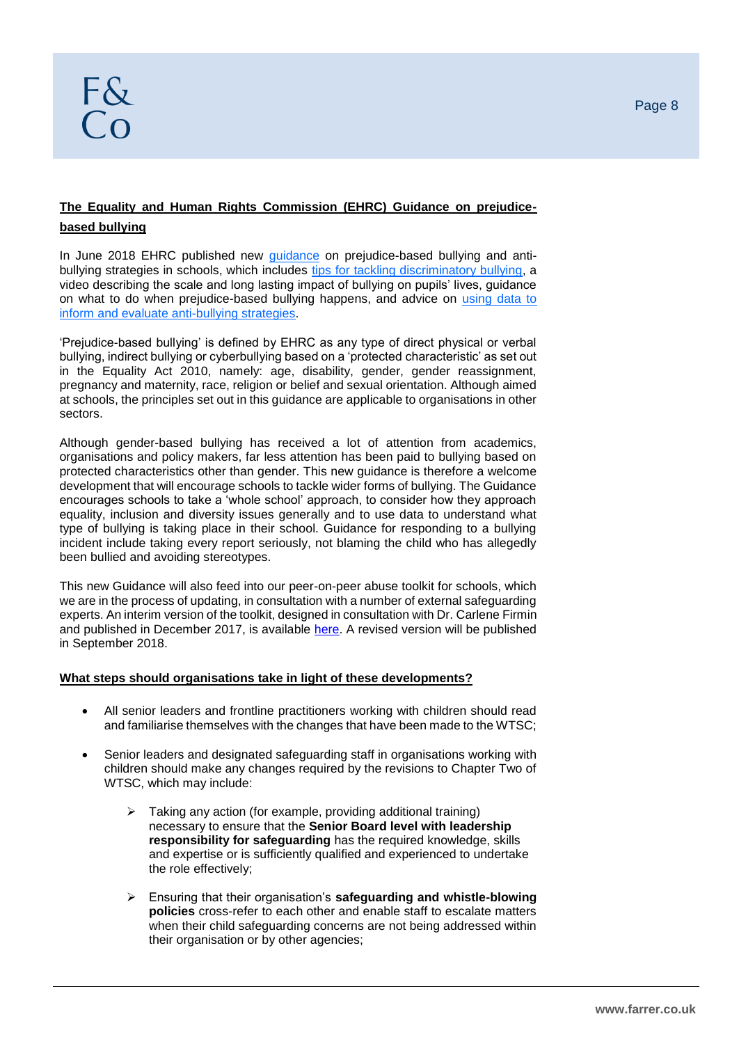## The Equality and Human Rights Commission (EHRC) Guidance on prejudice-based bullying

In June 2018 EHRC published new guidance on prejudice-based bullying and anti-bullying strategies in schools, which includes tips for tackling discriminatory bullying, a video describing the scale and long lasting impact of bullying on pupils' lives, guidance on what to do when prejudice-based bullying happens, and advice on using data to inform and evaluate anti-bullying strategies.

'Prejudice-based bullying' is defined by EHRC as any type of direct physical or verbal bullying, indirect bullying or cyberbullying based on a 'protected characteristic' as set out in the Equality Act 2010, namely: age, disability, gender, gender reassignment, pregnancy and maternity, race, religion or belief and sexual orientation. Although aimed at schools, the principles set out in this guidance are applicable to organisations in other sectors.

Although gender-based bullying has received a lot of attention from academics, organisations and policy makers, far less attention has been paid to bullying based on protected characteristics other than gender. This new guidance is therefore a welcome development that will encourage schools to tackle wider forms of bullying. The Guidance encourages schools to take a 'whole school' approach, to consider how they approach equality, inclusion and diversity issues generally and to use data to understand what type of bullying is taking place in their school. Guidance for responding to a bullying incident include taking every report seriously, not blaming the child who has allegedly been bullied and avoiding stereotypes.

This new Guidance will also feed into our peer-on-peer abuse toolkit for schools, which we are in the process of updating, in consultation with a number of external safeguarding experts. An interim version of the toolkit, designed in consultation with Dr. Carlene Firmin and published in December 2017, is available here. A revised version will be published in September 2018.

## What steps should organisations take in light of these developments?

- All senior leaders and frontline practitioners working with children should read and familiarise themselves with the changes that have been made to the WTSC;

- Senior leaders and designated safeguarding staff in organisations working with children should make any changes required by the revisions to Chapter Two of WTSC, which may include:

  - Taking any action (for example, providing additional training) necessary to ensure that the **Senior Board level with leadership responsibility for safeguarding** has the required knowledge, skills and expertise or is sufficiently qualified and experienced to undertake the role effectively;

  - Ensuring that their organisation's **safeguarding and whistle-blowing policies** cross-refer to each other and enable staff to escalate matters when their child safeguarding concerns are not being addressed within their organisation or by other agencies;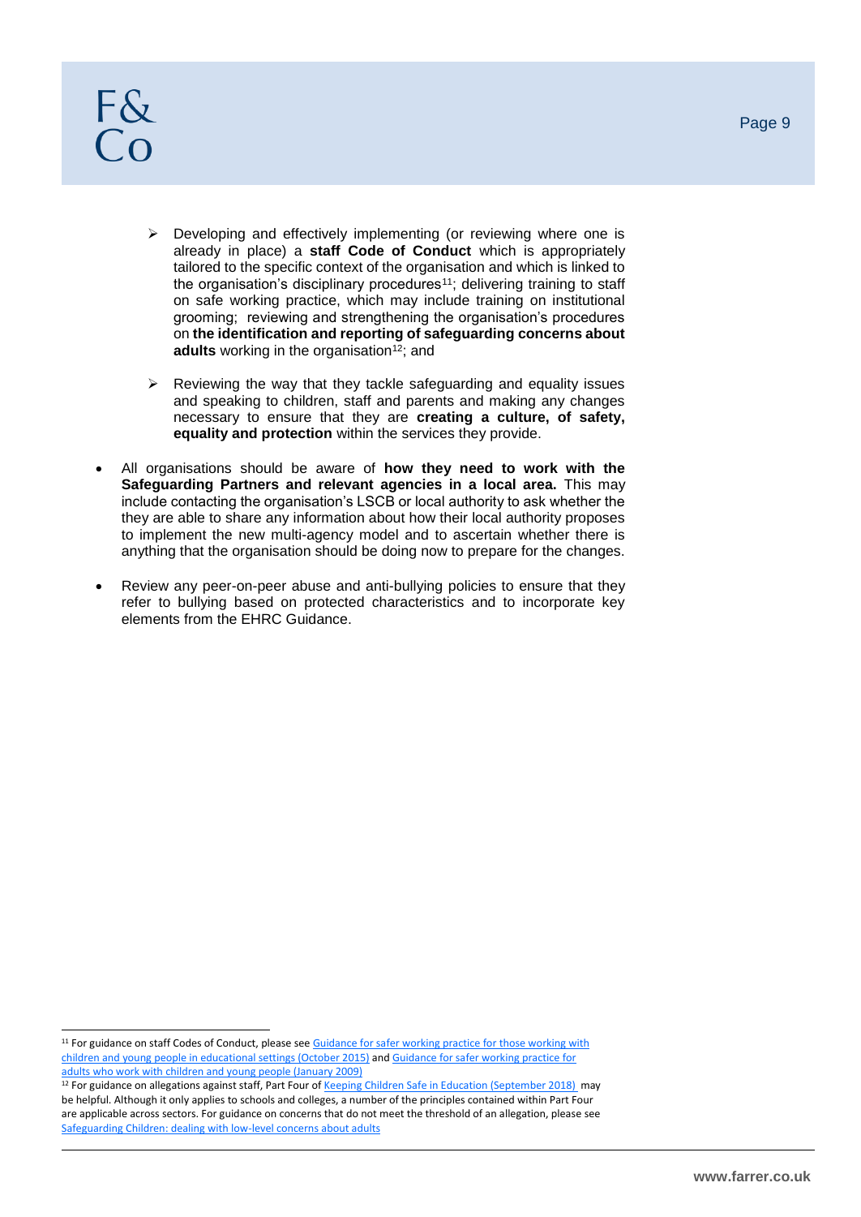- Developing and effectively implementing (or reviewing where one is already in place) a **staff Code of Conduct** which is appropriately tailored to the specific context of the organisation and which is linked to the organisation's disciplinary procedures[11]; delivering training to staff on safe working practice, which may include training on institutional grooming; reviewing and strengthening the organisation's procedures on **the identification and reporting of safeguarding concerns about adults** working in the organisation[12]; and

- Reviewing the way that they tackle safeguarding and equality issues and speaking to children, staff and parents and making any changes necessary to ensure that they are **creating a culture, of safety, equality and protection** within the services they provide.

- All organisations should be aware of **how they need to work with the Safeguarding Partners and relevant agencies in a local area.** This may include contacting the organisation's LSCB or local authority to ask whether the they are able to share any information about how their local authority proposes to implement the new multi-agency model and to ascertain whether there is anything that the organisation should be doing now to prepare for the changes.

- Review any peer-on-peer abuse and anti-bullying policies to ensure that they refer to bullying based on protected characteristics and to incorporate key elements from the EHRC Guidance.

---

[11] For guidance on staff Codes of Conduct, please see Guidance for safer working practice for those working with children and young people in educational settings (October 2015) and Guidance for safer working practice for adults who work with children and young people (January 2009)

[12] For guidance on allegations against staff, Part Four of Keeping Children Safe in Education (September 2018) may be helpful. Although it only applies to schools and colleges, a number of the principles contained within Part Four are applicable across sectors. For guidance on concerns that do not meet the threshold of an allegation, please see Safeguarding Children: dealing with low-level concerns about adults